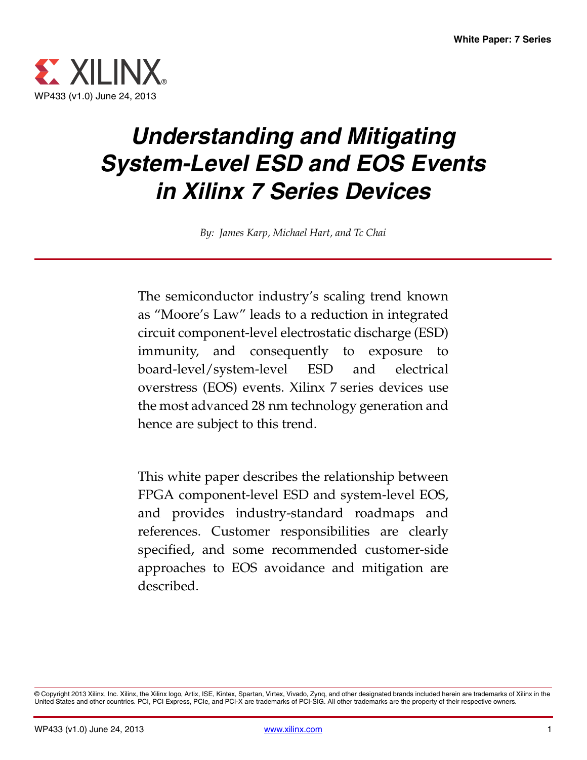White Paper: 7 Series

WP433 (v1.0) June 24, 2013

# Understanding and Mitigating System-Level ESD and EOS Events in Xilinx 7 Series Devices

*By: James Karp, Michael Hart, and Tc Chai*

The semiconductor industry's scaling trend known as "Moore's Law" leads to a reduction in integrated circuit component-level electrostatic discharge (ESD) immunity, and consequently to exposure to board-level/system-level ESD and electrical overstress (EOS) events. Xilinx 7 series devices use the most advanced 28 nm technology generation and hence are subject to this trend.

This white paper describes the relationship between FPGA component-level ESD and system-level EOS, and provides industry-standard roadmaps and references. Customer responsibilities are clearly specified, and some recommended customer-side approaches to EOS avoidance and mitigation are described.

© Copyright 2013 Xilinx, Inc. Xilinx, the Xilinx logo, Artix, ISE, Kintex, Spartan, Virtex, Vivado, Zynq, and other designated brands included herein are trademarks of Xilinx in the United States and other countries. PCI, PCI Express, PCIe, and PCI-X are trademarks of PCI-SIG. All other trademarks are the property of their respective owners.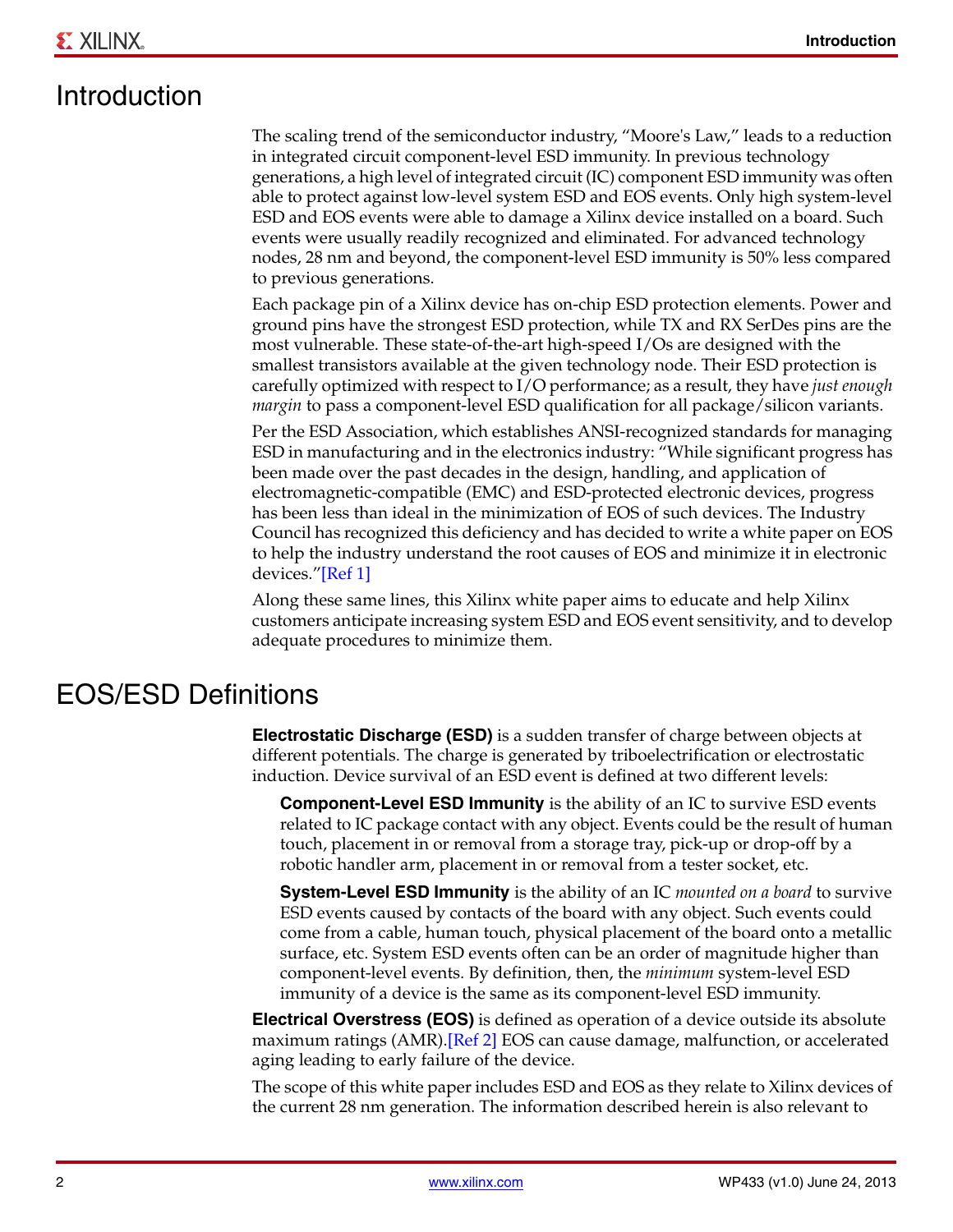## Introduction

The scaling trend of the semiconductor industry, "Moore's Law," leads to a reduction in integrated circuit component-level ESD immunity. In previous technology generations, a high level of integrated circuit (IC) component ESD immunity was often able to protect against low-level system ESD and EOS events. Only high system-level ESD and EOS events were able to damage a Xilinx device installed on a board. Such events were usually readily recognized and eliminated. For advanced technology nodes, 28 nm and beyond, the component-level ESD immunity is 50% less compared to previous generations.

Each package pin of a Xilinx device has on-chip ESD protection elements. Power and ground pins have the strongest ESD protection, while TX and RX SerDes pins are the most vulnerable. These state-of-the-art high-speed I/Os are designed with the smallest transistors available at the given technology node. Their ESD protection is carefully optimized with respect to I/O performance; as a result, they have *just enough margin* to pass a component-level ESD qualification for all package/silicon variants.

Per the ESD Association, which establishes ANSI-recognized standards for managing ESD in manufacturing and in the electronics industry: "While significant progress has been made over the past decades in the design, handling, and application of electromagnetic-compatible (EMC) and ESD-protected electronic devices, progress has been less than ideal in the minimization of EOS of such devices. The Industry Council has recognized this deficiency and has decided to write a white paper on EOS to help the industry understand the root causes of EOS and minimize it in electronic devices."[Ref 1]

Along these same lines, this Xilinx white paper aims to educate and help Xilinx customers anticipate increasing system ESD and EOS event sensitivity, and to develop adequate procedures to minimize them.

## EOS/ESD Definitions

**Electrostatic Discharge (ESD)** is a sudden transfer of charge between objects at different potentials. The charge is generated by triboelectrification or electrostatic induction. Device survival of an ESD event is defined at two different levels:

**Component-Level ESD Immunity** is the ability of an IC to survive ESD events related to IC package contact with any object. Events could be the result of human touch, placement in or removal from a storage tray, pick-up or drop-off by a robotic handler arm, placement in or removal from a tester socket, etc.

**System-Level ESD Immunity** is the ability of an IC *mounted on a board* to survive ESD events caused by contacts of the board with any object. Such events could come from a cable, human touch, physical placement of the board onto a metallic surface, etc. System ESD events often can be an order of magnitude higher than component-level events. By definition, then, the *minimum* system-level ESD immunity of a device is the same as its component-level ESD immunity.

**Electrical Overstress (EOS)** is defined as operation of a device outside its absolute maximum ratings (AMR).[Ref 2] EOS can cause damage, malfunction, or accelerated aging leading to early failure of the device.

The scope of this white paper includes ESD and EOS as they relate to Xilinx devices of the current 28 nm generation. The information described herein is also relevant to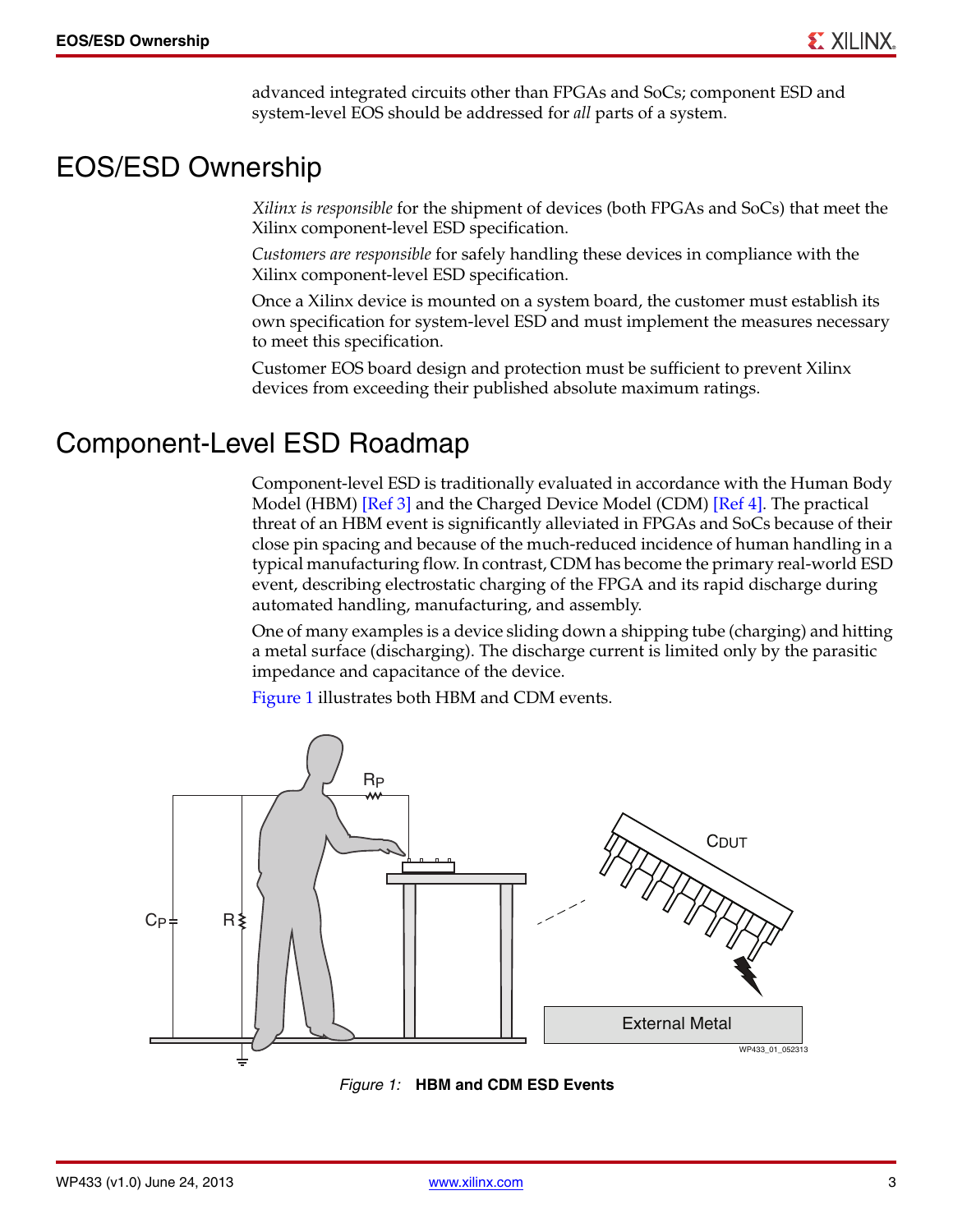advanced integrated circuits other than FPGAs and SoCs; component ESD and system-level EOS should be addressed for *all* parts of a system.

# EOS/ESD Ownership

*Xilinx is responsible* for the shipment of devices (both FPGAs and SoCs) that meet the Xilinx component-level ESD specification.

*Customers are responsible* for safely handling these devices in compliance with the Xilinx component-level ESD specification.

Once a Xilinx device is mounted on a system board, the customer must establish its own specification for system-level ESD and must implement the measures necessary to meet this specification.

Customer EOS board design and protection must be sufficient to prevent Xilinx devices from exceeding their published absolute maximum ratings.

# Component-Level ESD Roadmap

Component-level ESD is traditionally evaluated in accordance with the Human Body Model (HBM) [Ref 3] and the Charged Device Model (CDM) [Ref 4]. The practical threat of an HBM event is significantly alleviated in FPGAs and SoCs because of their close pin spacing and because of the much-reduced incidence of human handling in a typical manufacturing flow. In contrast, CDM has become the primary real-world ESD event, describing electrostatic charging of the FPGA and its rapid discharge during automated handling, manufacturing, and assembly.

One of many examples is a device sliding down a shipping tube (charging) and hitting a metal surface (discharging). The discharge current is limited only by the parasitic impedance and capacitance of the device.

Figure 1 illustrates both HBM and CDM events.

*Figure 1:* **HBM and CDM ESD Events**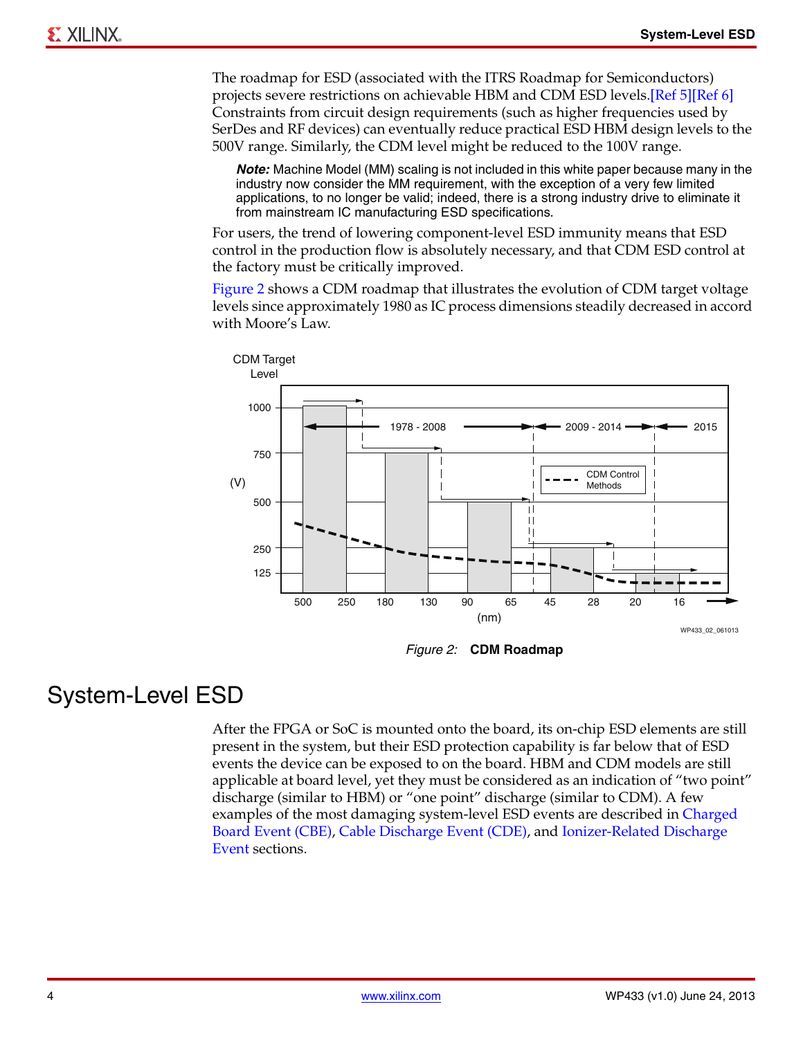The roadmap for ESD (associated with the ITRS Roadmap for Semiconductors) projects severe restrictions on achievable HBM and CDM ESD levels.[Ref 5][Ref 6] Constraints from circuit design requirements (such as higher frequencies used by SerDes and RF devices) can eventually reduce practical ESD HBM design levels to the 500V range. Similarly, the CDM level might be reduced to the 100V range.

> ***Note:*** Machine Model (MM) scaling is not included in this white paper because many in the industry now consider the MM requirement, with the exception of a very few limited applications, to no longer be valid; indeed, there is a strong industry drive to eliminate it from mainstream IC manufacturing ESD specifications.

For users, the trend of lowering component-level ESD immunity means that ESD control in the production flow is absolutely necessary, and that CDM ESD control at the factory must be critically improved.

Figure 2 shows a CDM roadmap that illustrates the evolution of CDM target voltage levels since approximately 1980 as IC process dimensions steadily decreased in accord with Moore's Law.

*Figure 2:* **CDM Roadmap**

# System-Level ESD

After the FPGA or SoC is mounted onto the board, its on-chip ESD elements are still present in the system, but their ESD protection capability is far below that of ESD events the device can be exposed to on the board. HBM and CDM models are still applicable at board level, yet they must be considered as an indication of "two point" discharge (similar to HBM) or "one point" discharge (similar to CDM). A few examples of the most damaging system-level ESD events are described in Charged Board Event (CBE), Cable Discharge Event (CDE), and Ionizer-Related Discharge Event sections.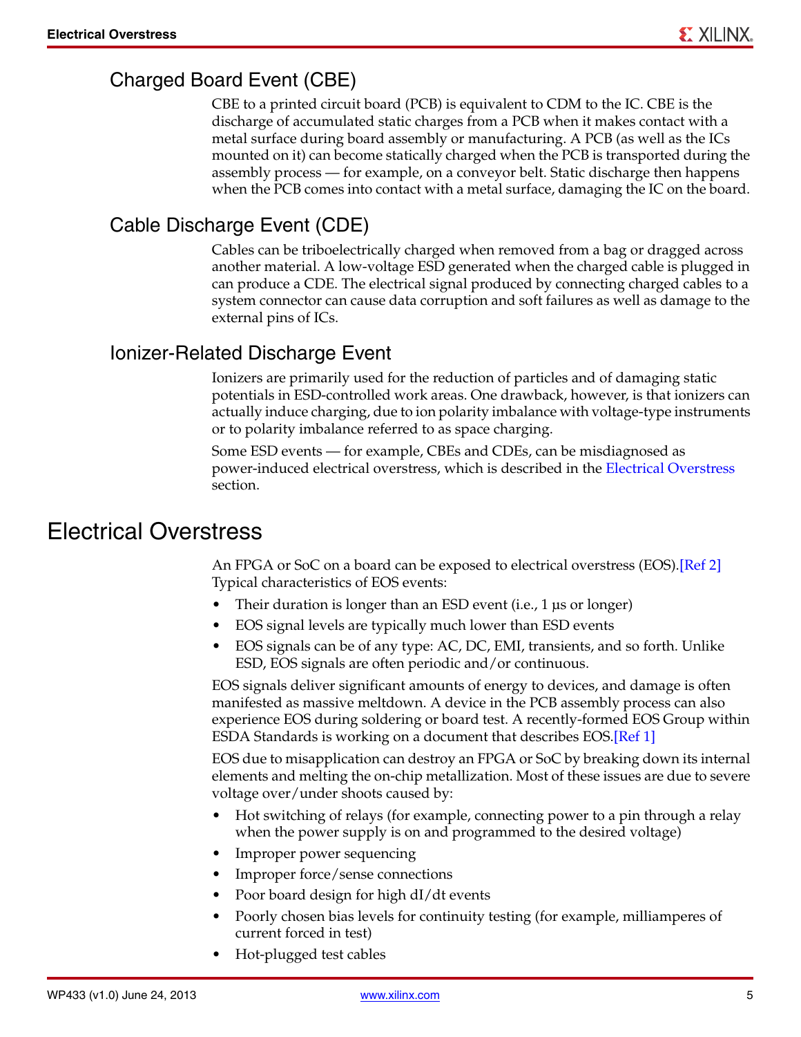## Charged Board Event (CBE)

CBE to a printed circuit board (PCB) is equivalent to CDM to the IC. CBE is the discharge of accumulated static charges from a PCB when it makes contact with a metal surface during board assembly or manufacturing. A PCB (as well as the ICs mounted on it) can become statically charged when the PCB is transported during the assembly process — for example, on a conveyor belt. Static discharge then happens when the PCB comes into contact with a metal surface, damaging the IC on the board.

## Cable Discharge Event (CDE)

Cables can be triboelectrically charged when removed from a bag or dragged across another material. A low-voltage ESD generated when the charged cable is plugged in can produce a CDE. The electrical signal produced by connecting charged cables to a system connector can cause data corruption and soft failures as well as damage to the external pins of ICs.

## Ionizer-Related Discharge Event

Ionizers are primarily used for the reduction of particles and of damaging static potentials in ESD-controlled work areas. One drawback, however, is that ionizers can actually induce charging, due to ion polarity imbalance with voltage-type instruments or to polarity imbalance referred to as space charging.

Some ESD events — for example, CBEs and CDEs, can be misdiagnosed as power-induced electrical overstress, which is described in the Electrical Overstress section.

# Electrical Overstress

An FPGA or SoC on a board can be exposed to electrical overstress (EOS).[Ref 2] Typical characteristics of EOS events:

- Their duration is longer than an ESD event (i.e., 1 µs or longer)
- EOS signal levels are typically much lower than ESD events
- EOS signals can be of any type: AC, DC, EMI, transients, and so forth. Unlike ESD, EOS signals are often periodic and/or continuous.

EOS signals deliver significant amounts of energy to devices, and damage is often manifested as massive meltdown. A device in the PCB assembly process can also experience EOS during soldering or board test. A recently-formed EOS Group within ESDA Standards is working on a document that describes EOS.[Ref 1]

EOS due to misapplication can destroy an FPGA or SoC by breaking down its internal elements and melting the on-chip metallization. Most of these issues are due to severe voltage over/under shoots caused by:

- Hot switching of relays (for example, connecting power to a pin through a relay when the power supply is on and programmed to the desired voltage)
- Improper power sequencing
- Improper force/sense connections
- Poor board design for high dI/dt events
- Poorly chosen bias levels for continuity testing (for example, milliamperes of current forced in test)
- Hot-plugged test cables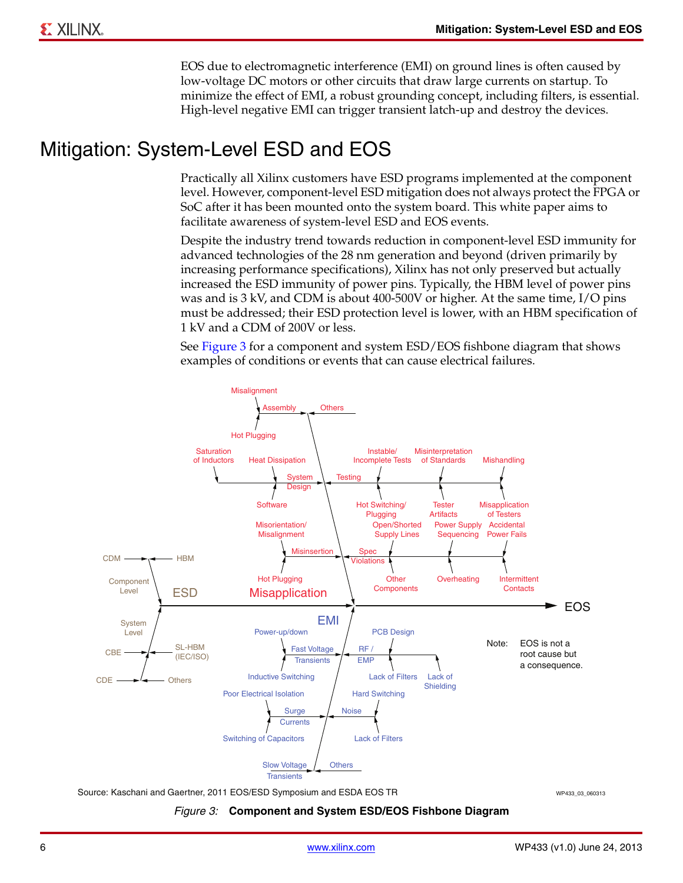EOS due to electromagnetic interference (EMI) on ground lines is often caused by low-voltage DC motors or other circuits that draw large currents on startup. To minimize the effect of EMI, a robust grounding concept, including filters, is essential. High-level negative EMI can trigger transient latch-up and destroy the devices.

# Mitigation: System-Level ESD and EOS

Practically all Xilinx customers have ESD programs implemented at the component level. However, component-level ESD mitigation does not always protect the FPGA or SoC after it has been mounted onto the system board. This white paper aims to facilitate awareness of system-level ESD and EOS events.

Despite the industry trend towards reduction in component-level ESD immunity for advanced technologies of the 28 nm generation and beyond (driven primarily by increasing performance specifications), Xilinx has not only preserved but actually increased the ESD immunity of power pins. Typically, the HBM level of power pins was and is 3 kV, and CDM is about 400-500V or higher. At the same time, I/O pins must be addressed; their ESD protection level is lower, with an HBM specification of 1 kV and a CDM of 200V or less.

See Figure 3 for a component and system ESD/EOS fishbone diagram that shows examples of conditions or events that can cause electrical failures.

Source: Kaschani and Gaertner, 2011 EOS/ESD Symposium and ESDA EOS TR

*Figure 3:* **Component and System ESD/EOS Fishbone Diagram**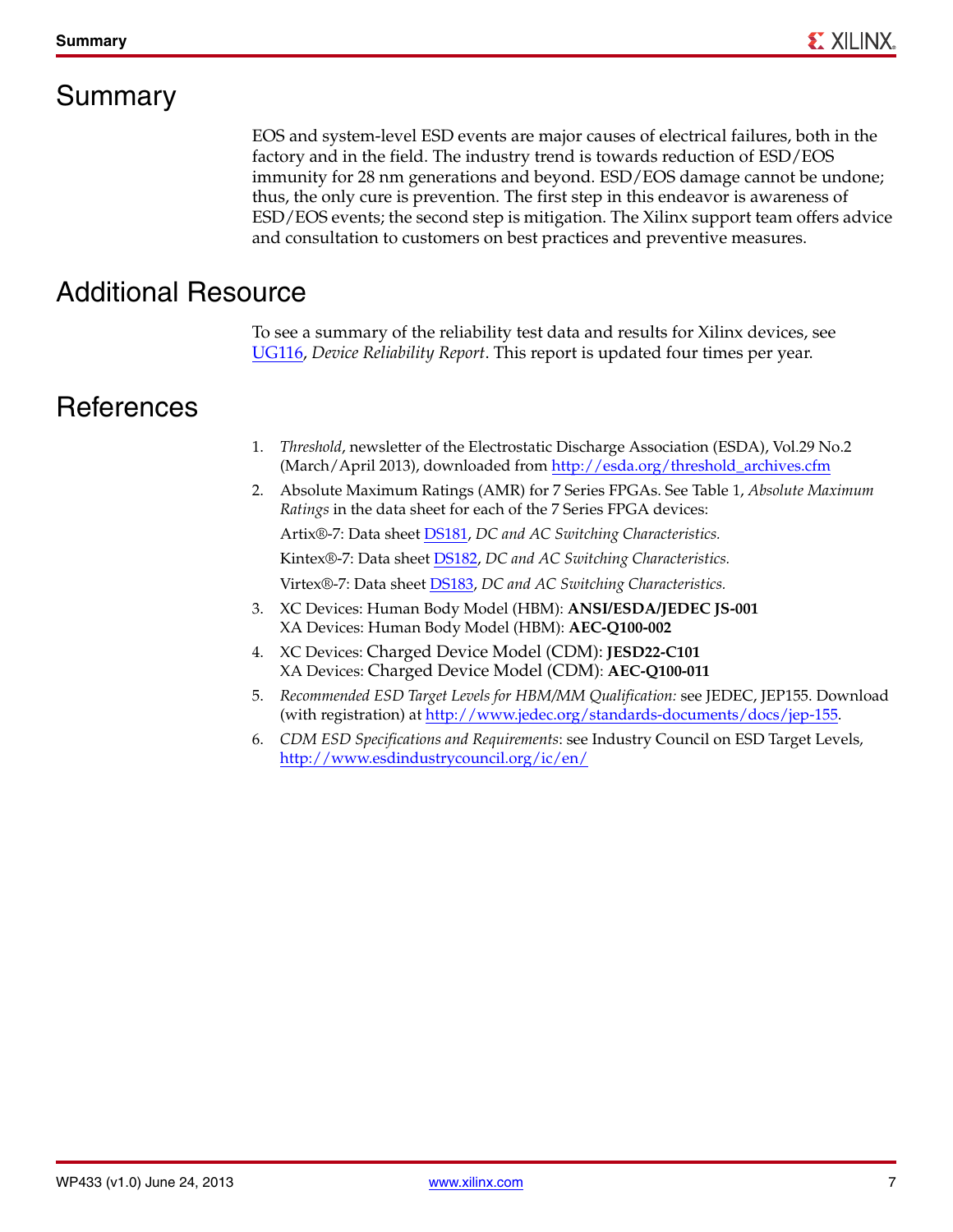# Summary

EOS and system-level ESD events are major causes of electrical failures, both in the factory and in the field. The industry trend is towards reduction of ESD/EOS immunity for 28 nm generations and beyond. ESD/EOS damage cannot be undone; thus, the only cure is prevention. The first step in this endeavor is awareness of ESD/EOS events; the second step is mitigation. The Xilinx support team offers advice and consultation to customers on best practices and preventive measures.

# Additional Resource

To see a summary of the reliability test data and results for Xilinx devices, see UG116, *Device Reliability Report*. This report is updated four times per year.

# References

1. *Threshold*, newsletter of the Electrostatic Discharge Association (ESDA), Vol.29 No.2 (March/April 2013), downloaded from http://esda.org/threshold_archives.cfm
2. Absolute Maximum Ratings (AMR) for 7 Series FPGAs. See Table 1, *Absolute Maximum Ratings* in the data sheet for each of the 7 Series FPGA devices:

   Artix®-7: Data sheet DS181, *DC and AC Switching Characteristics.*

   Kintex®-7: Data sheet DS182, *DC and AC Switching Characteristics.*

   Virtex®-7: Data sheet DS183, *DC and AC Switching Characteristics.*
3. XC Devices: Human Body Model (HBM): **ANSI/ESDA/JEDEC JS-001**
   XA Devices: Human Body Model (HBM): **AEC-Q100-002**
4. XC Devices: Charged Device Model (CDM): **JESD22-C101**
   XA Devices: Charged Device Model (CDM): **AEC-Q100-011**
5. *Recommended ESD Target Levels for HBM/MM Qualification:* see JEDEC, JEP155. Download (with registration) at http://www.jedec.org/standards-documents/docs/jep-155.
6. *CDM ESD Specifications and Requirements*: see Industry Council on ESD Target Levels, http://www.esdindustrycouncil.org/ic/en/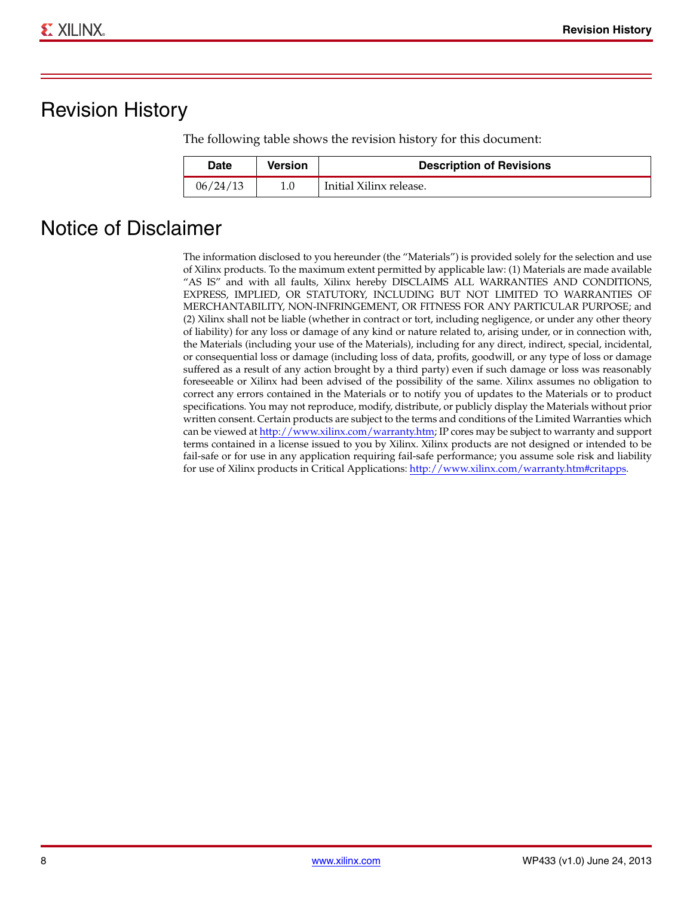# Revision History

The following table shows the revision history for this document:

| Date | Version | Description of Revisions |
| --- | --- | --- |
| 06/24/13 | 1.0 | Initial Xilinx release. |

# Notice of Disclaimer

The information disclosed to you hereunder (the "Materials") is provided solely for the selection and use of Xilinx products. To the maximum extent permitted by applicable law: (1) Materials are made available "AS IS" and with all faults, Xilinx hereby DISCLAIMS ALL WARRANTIES AND CONDITIONS, EXPRESS, IMPLIED, OR STATUTORY, INCLUDING BUT NOT LIMITED TO WARRANTIES OF MERCHANTABILITY, NON-INFRINGEMENT, OR FITNESS FOR ANY PARTICULAR PURPOSE; and (2) Xilinx shall not be liable (whether in contract or tort, including negligence, or under any other theory of liability) for any loss or damage of any kind or nature related to, arising under, or in connection with, the Materials (including your use of the Materials), including for any direct, indirect, special, incidental, or consequential loss or damage (including loss of data, profits, goodwill, or any type of loss or damage suffered as a result of any action brought by a third party) even if such damage or loss was reasonably foreseeable or Xilinx had been advised of the possibility of the same. Xilinx assumes no obligation to correct any errors contained in the Materials or to notify you of updates to the Materials or to product specifications. You may not reproduce, modify, distribute, or publicly display the Materials without prior written consent. Certain products are subject to the terms and conditions of the Limited Warranties which can be viewed at http://www.xilinx.com/warranty.htm; IP cores may be subject to warranty and support terms contained in a license issued to you by Xilinx. Xilinx products are not designed or intended to be fail-safe or for use in any application requiring fail-safe performance; you assume sole risk and liability for use of Xilinx products in Critical Applications: http://www.xilinx.com/warranty.htm#critapps.